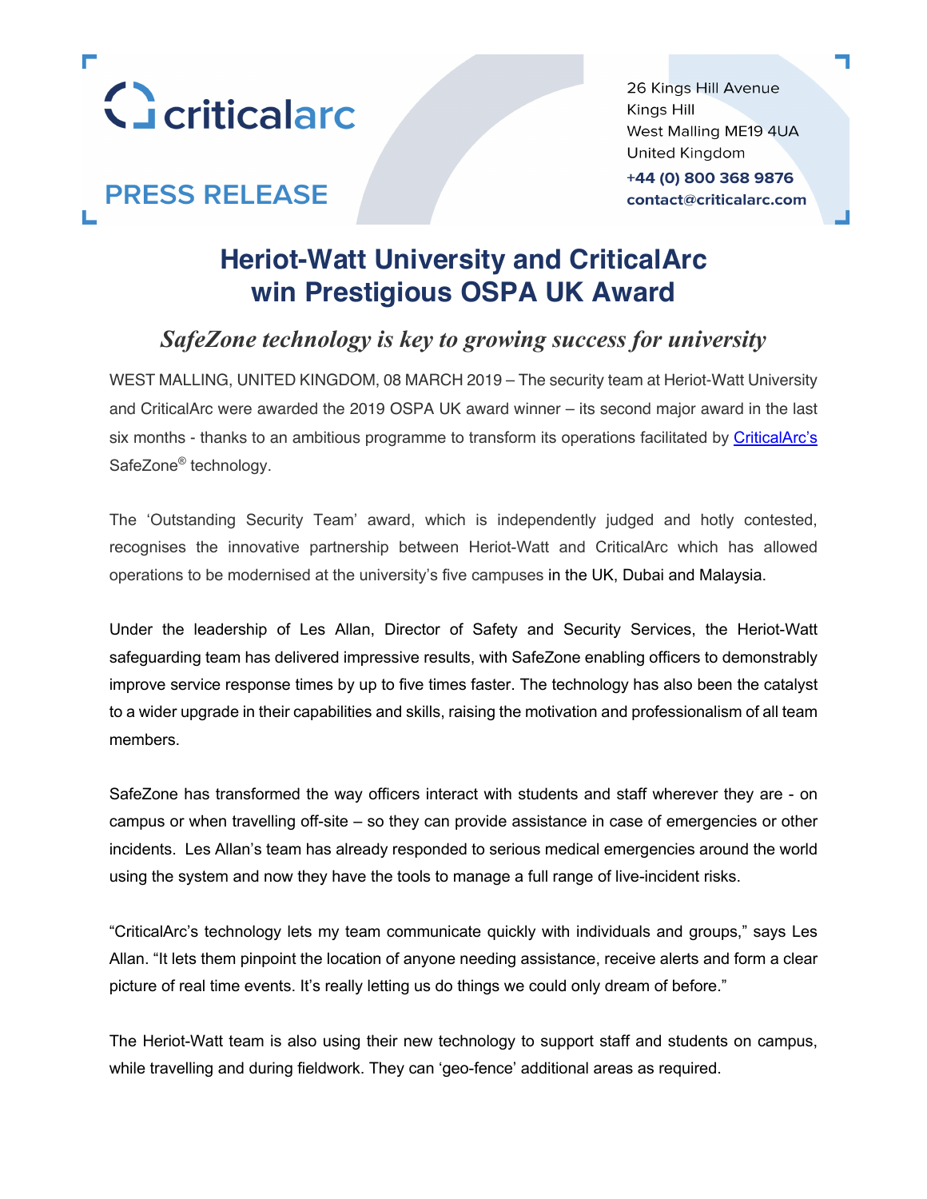criticalarc

**PRESS RELEASE**

26 Kings Hill Avenue
Kings Hill
West Malling ME19 4UA
United Kingdom
**+44 (0) 800 368 9876**
**contact@criticalarc.com**

# Heriot-Watt University and CriticalArc win Prestigious OSPA UK Award

## *SafeZone technology is key to growing success for university*

WEST MALLING, UNITED KINGDOM, 08 MARCH 2019 – The security team at Heriot-Watt University and CriticalArc were awarded the 2019 OSPA UK award winner – its second major award in the last six months - thanks to an ambitious programme to transform its operations facilitated by CriticalArc's SafeZone® technology.

The 'Outstanding Security Team' award, which is independently judged and hotly contested, recognises the innovative partnership between Heriot-Watt and CriticalArc which has allowed operations to be modernised at the university's five campuses in the UK, Dubai and Malaysia.

Under the leadership of Les Allan, Director of Safety and Security Services, the Heriot-Watt safeguarding team has delivered impressive results, with SafeZone enabling officers to demonstrably improve service response times by up to five times faster. The technology has also been the catalyst to a wider upgrade in their capabilities and skills, raising the motivation and professionalism of all team members.

SafeZone has transformed the way officers interact with students and staff wherever they are - on campus or when travelling off-site – so they can provide assistance in case of emergencies or other incidents. Les Allan's team has already responded to serious medical emergencies around the world using the system and now they have the tools to manage a full range of live-incident risks.

"CriticalArc's technology lets my team communicate quickly with individuals and groups," says Les Allan. "It lets them pinpoint the location of anyone needing assistance, receive alerts and form a clear picture of real time events. It's really letting us do things we could only dream of before."

The Heriot-Watt team is also using their new technology to support staff and students on campus, while travelling and during fieldwork. They can 'geo-fence' additional areas as required.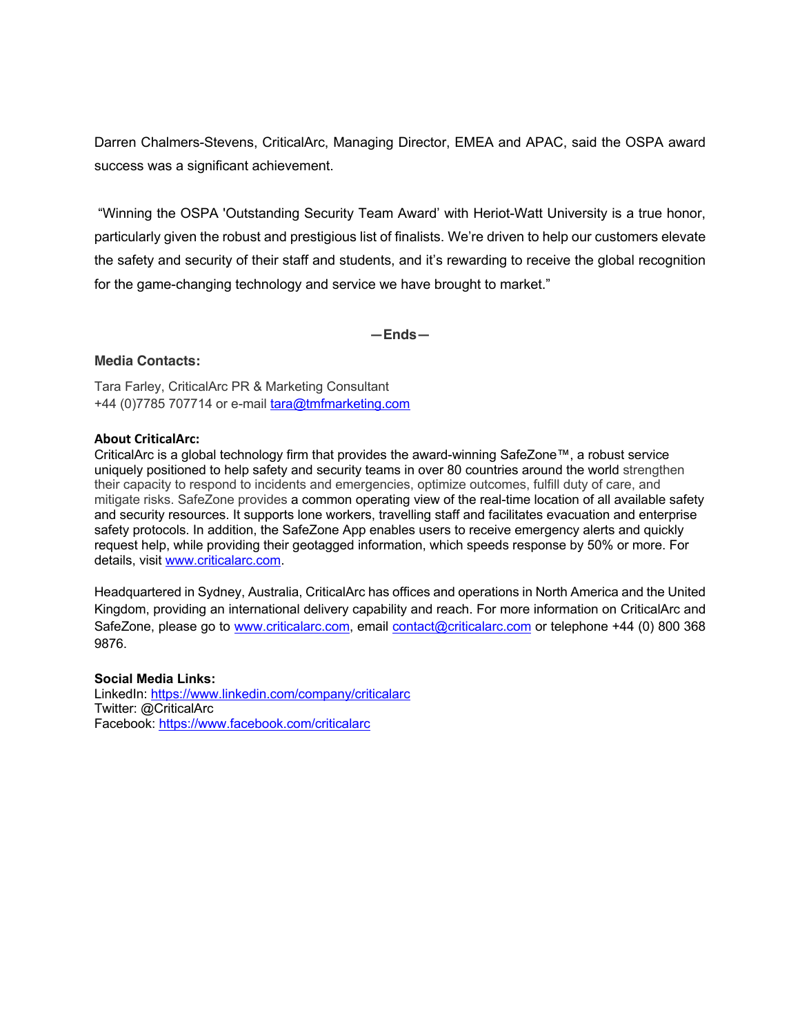Darren Chalmers-Stevens, CriticalArc, Managing Director, EMEA and APAC, said the OSPA award success was a significant achievement.

"Winning the OSPA 'Outstanding Security Team Award' with Heriot-Watt University is a true honor, particularly given the robust and prestigious list of finalists. We're driven to help our customers elevate the safety and security of their staff and students, and it's rewarding to receive the global recognition for the game-changing technology and service we have brought to market."

**—Ends—**

**Media Contacts:**

Tara Farley, CriticalArc PR & Marketing Consultant
+44 (0)7785 707714 or e-mail tara@tmfmarketing.com

**About CriticalArc:**
CriticalArc is a global technology firm that provides the award-winning SafeZone™, a robust service uniquely positioned to help safety and security teams in over 80 countries around the world strengthen their capacity to respond to incidents and emergencies, optimize outcomes, fulfill duty of care, and mitigate risks. SafeZone provides a common operating view of the real-time location of all available safety and security resources. It supports lone workers, travelling staff and facilitates evacuation and enterprise safety protocols. In addition, the SafeZone App enables users to receive emergency alerts and quickly request help, while providing their geotagged information, which speeds response by 50% or more. For details, visit www.criticalarc.com.

Headquartered in Sydney, Australia, CriticalArc has offices and operations in North America and the United Kingdom, providing an international delivery capability and reach. For more information on CriticalArc and SafeZone, please go to www.criticalarc.com, email contact@criticalarc.com or telephone +44 (0) 800 368 9876.

**Social Media Links:**
LinkedIn: https://www.linkedin.com/company/criticalarc
Twitter: @CriticalArc
Facebook: https://www.facebook.com/criticalarc